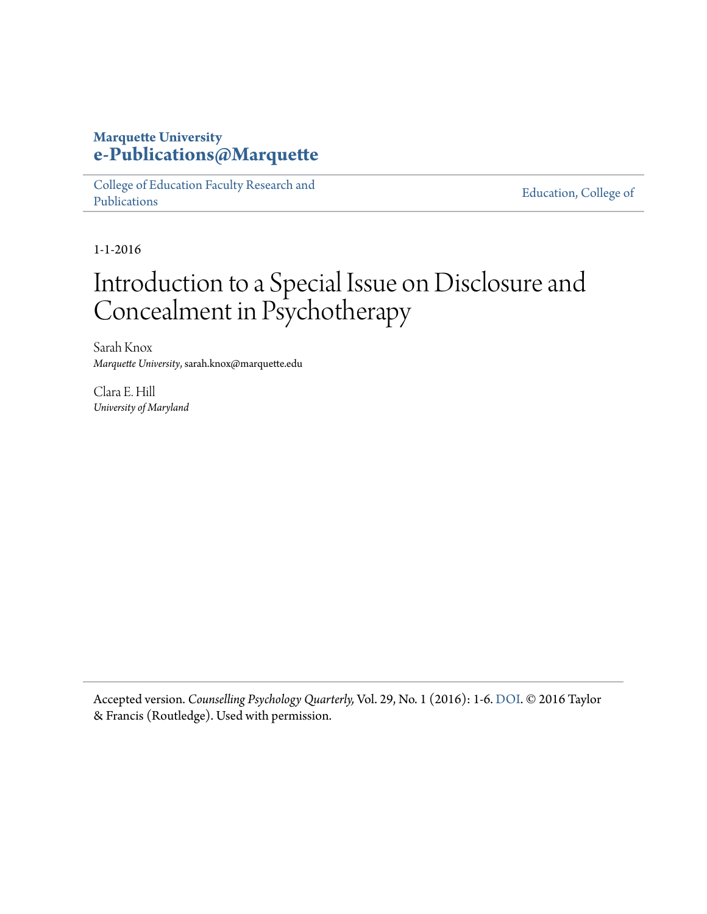Marquette University
**e-Publications@Marquette**

College of Education Faculty Research and Publications | Education, College of

1-1-2016

# Introduction to a Special Issue on Disclosure and Concealment in Psychotherapy

Sarah Knox
*Marquette University*, sarah.knox@marquette.edu

Clara E. Hill
*University of Maryland*

Accepted version. *Counselling Psychology Quarterly,* Vol. 29, No. 1 (2016): 1-6. DOI. © 2016 Taylor & Francis (Routledge). Used with permission.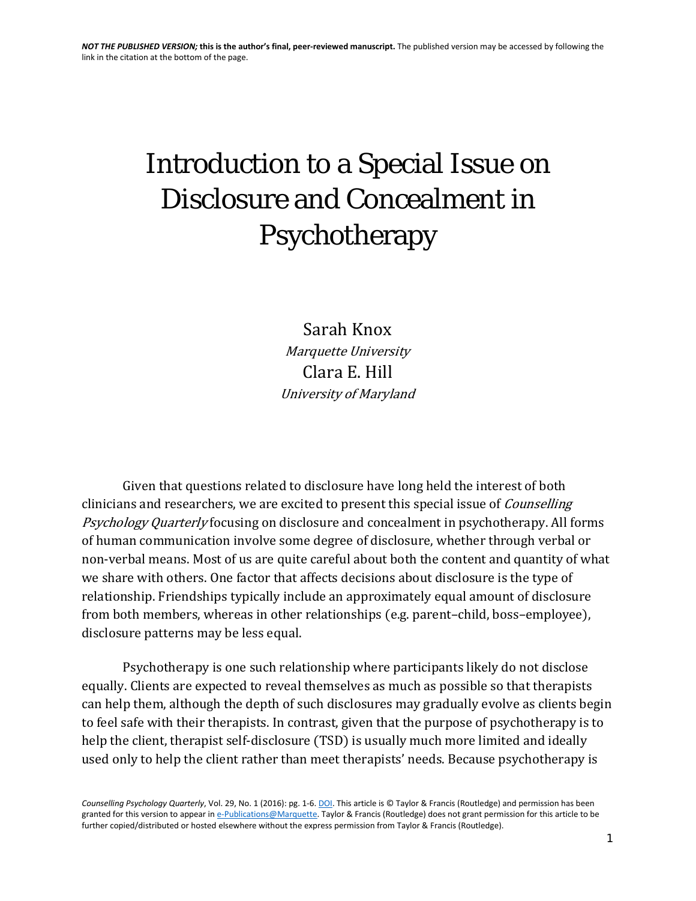# Introduction to a Special Issue on Disclosure and Concealment in Psychotherapy

Sarah Knox

*Marquette University*

Clara E. Hill

*University of Maryland*

Given that questions related to disclosure have long held the interest of both clinicians and researchers, we are excited to present this special issue of *Counselling Psychology Quarterly* focusing on disclosure and concealment in psychotherapy. All forms of human communication involve some degree of disclosure, whether through verbal or non-verbal means. Most of us are quite careful about both the content and quantity of what we share with others. One factor that affects decisions about disclosure is the type of relationship. Friendships typically include an approximately equal amount of disclosure from both members, whereas in other relationships (e.g. parent–child, boss–employee), disclosure patterns may be less equal.

Psychotherapy is one such relationship where participants likely do not disclose equally. Clients are expected to reveal themselves as much as possible so that therapists can help them, although the depth of such disclosures may gradually evolve as clients begin to feel safe with their therapists. In contrast, given that the purpose of psychotherapy is to help the client, therapist self-disclosure (TSD) is usually much more limited and ideally used only to help the client rather than meet therapists' needs. Because psychotherapy is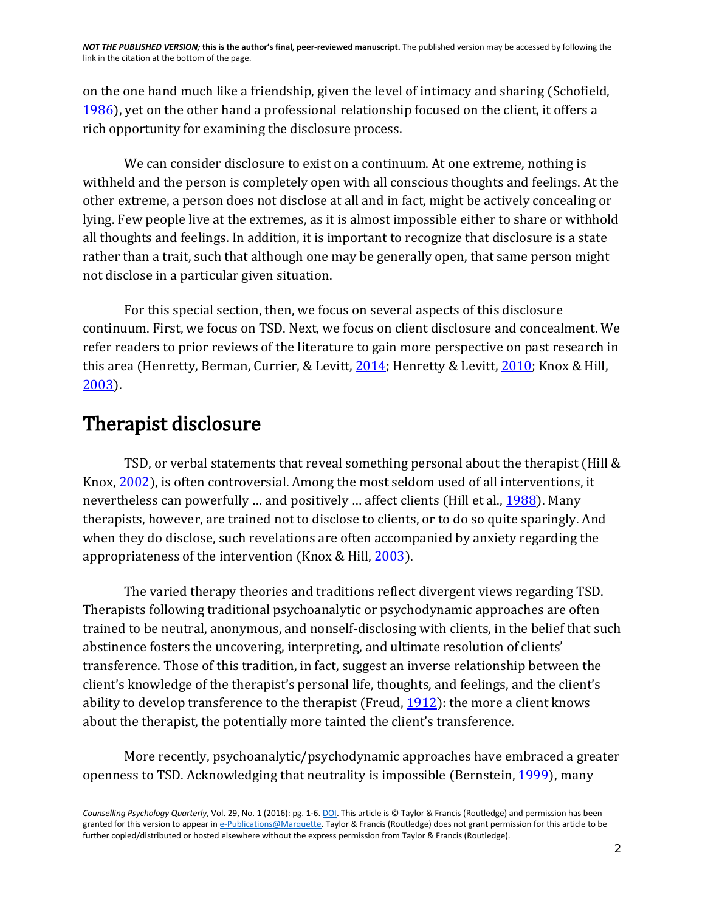on the one hand much like a friendship, given the level of intimacy and sharing (Schofield, 1986), yet on the other hand a professional relationship focused on the client, it offers a rich opportunity for examining the disclosure process.

We can consider disclosure to exist on a continuum. At one extreme, nothing is withheld and the person is completely open with all conscious thoughts and feelings. At the other extreme, a person does not disclose at all and in fact, might be actively concealing or lying. Few people live at the extremes, as it is almost impossible either to share or withhold all thoughts and feelings. In addition, it is important to recognize that disclosure is a state rather than a trait, such that although one may be generally open, that same person might not disclose in a particular given situation.

For this special section, then, we focus on several aspects of this disclosure continuum. First, we focus on TSD. Next, we focus on client disclosure and concealment. We refer readers to prior reviews of the literature to gain more perspective on past research in this area (Henretty, Berman, Currier, & Levitt, 2014; Henretty & Levitt, 2010; Knox & Hill, 2003).

## Therapist disclosure

TSD, or verbal statements that reveal something personal about the therapist (Hill & Knox, 2002), is often controversial. Among the most seldom used of all interventions, it nevertheless can powerfully … and positively … affect clients (Hill et al., 1988). Many therapists, however, are trained not to disclose to clients, or to do so quite sparingly. And when they do disclose, such revelations are often accompanied by anxiety regarding the appropriateness of the intervention (Knox & Hill, 2003).

The varied therapy theories and traditions reflect divergent views regarding TSD. Therapists following traditional psychoanalytic or psychodynamic approaches are often trained to be neutral, anonymous, and nonself-disclosing with clients, in the belief that such abstinence fosters the uncovering, interpreting, and ultimate resolution of clients' transference. Those of this tradition, in fact, suggest an inverse relationship between the client's knowledge of the therapist's personal life, thoughts, and feelings, and the client's ability to develop transference to the therapist (Freud, 1912): the more a client knows about the therapist, the potentially more tainted the client's transference.

More recently, psychoanalytic/psychodynamic approaches have embraced a greater openness to TSD. Acknowledging that neutrality is impossible (Bernstein, 1999), many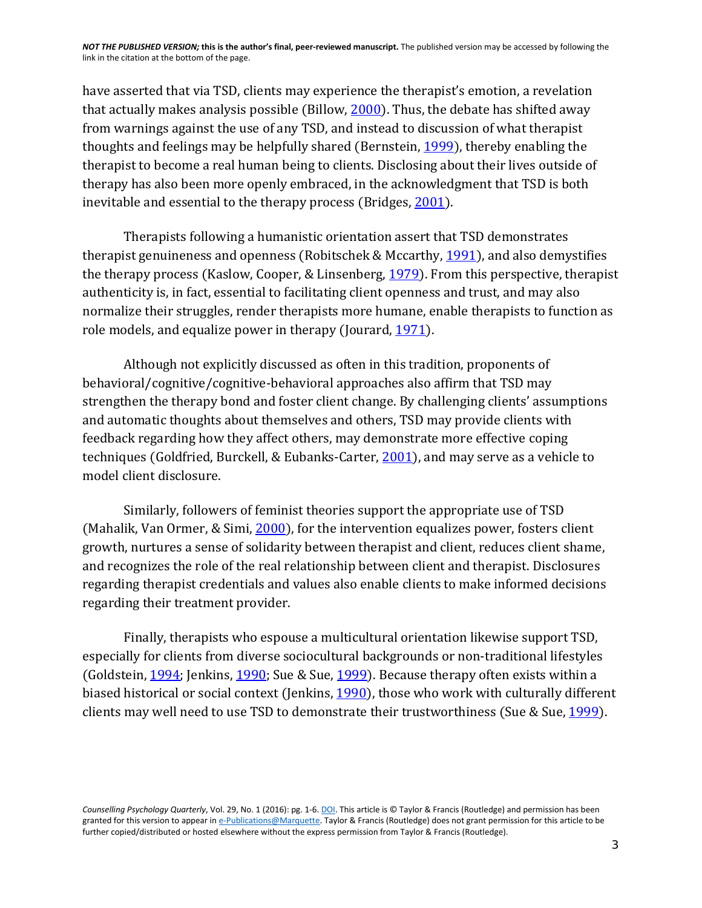have asserted that via TSD, clients may experience the therapist's emotion, a revelation that actually makes analysis possible (Billow, 2000). Thus, the debate has shifted away from warnings against the use of any TSD, and instead to discussion of what therapist thoughts and feelings may be helpfully shared (Bernstein, 1999), thereby enabling the therapist to become a real human being to clients. Disclosing about their lives outside of therapy has also been more openly embraced, in the acknowledgment that TSD is both inevitable and essential to the therapy process (Bridges, 2001).

Therapists following a humanistic orientation assert that TSD demonstrates therapist genuineness and openness (Robitschek & Mccarthy, 1991), and also demystifies the therapy process (Kaslow, Cooper, & Linsenberg, 1979). From this perspective, therapist authenticity is, in fact, essential to facilitating client openness and trust, and may also normalize their struggles, render therapists more humane, enable therapists to function as role models, and equalize power in therapy (Jourard, 1971).

Although not explicitly discussed as often in this tradition, proponents of behavioral/cognitive/cognitive-behavioral approaches also affirm that TSD may strengthen the therapy bond and foster client change. By challenging clients' assumptions and automatic thoughts about themselves and others, TSD may provide clients with feedback regarding how they affect others, may demonstrate more effective coping techniques (Goldfried, Burckell, & Eubanks-Carter, 2001), and may serve as a vehicle to model client disclosure.

Similarly, followers of feminist theories support the appropriate use of TSD (Mahalik, Van Ormer, & Simi, 2000), for the intervention equalizes power, fosters client growth, nurtures a sense of solidarity between therapist and client, reduces client shame, and recognizes the role of the real relationship between client and therapist. Disclosures regarding therapist credentials and values also enable clients to make informed decisions regarding their treatment provider.

Finally, therapists who espouse a multicultural orientation likewise support TSD, especially for clients from diverse sociocultural backgrounds or non-traditional lifestyles (Goldstein, 1994; Jenkins, 1990; Sue & Sue, 1999). Because therapy often exists within a biased historical or social context (Jenkins, 1990), those who work with culturally different clients may well need to use TSD to demonstrate their trustworthiness (Sue & Sue, 1999).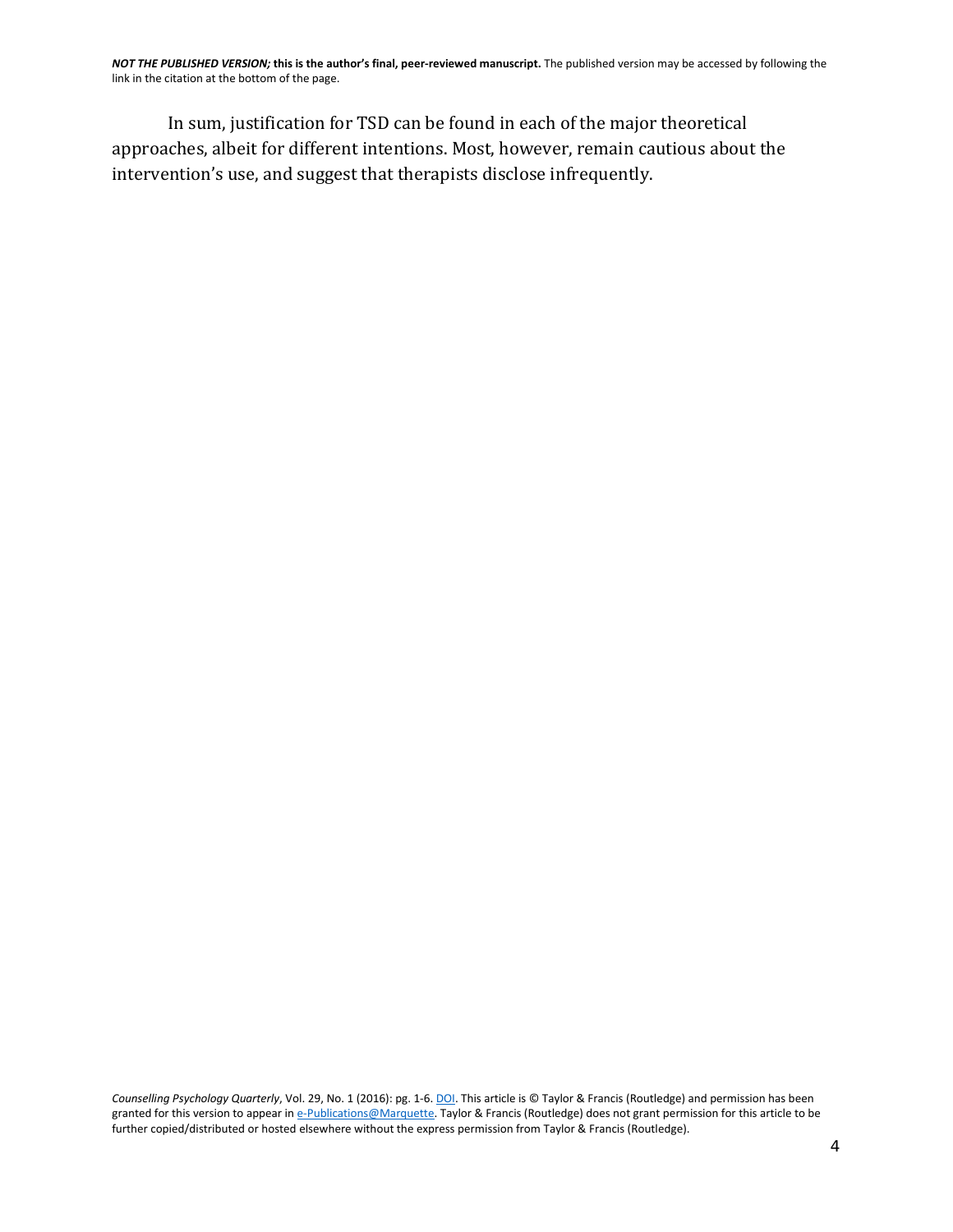In sum, justification for TSD can be found in each of the major theoretical approaches, albeit for different intentions. Most, however, remain cautious about the intervention's use, and suggest that therapists disclose infrequently.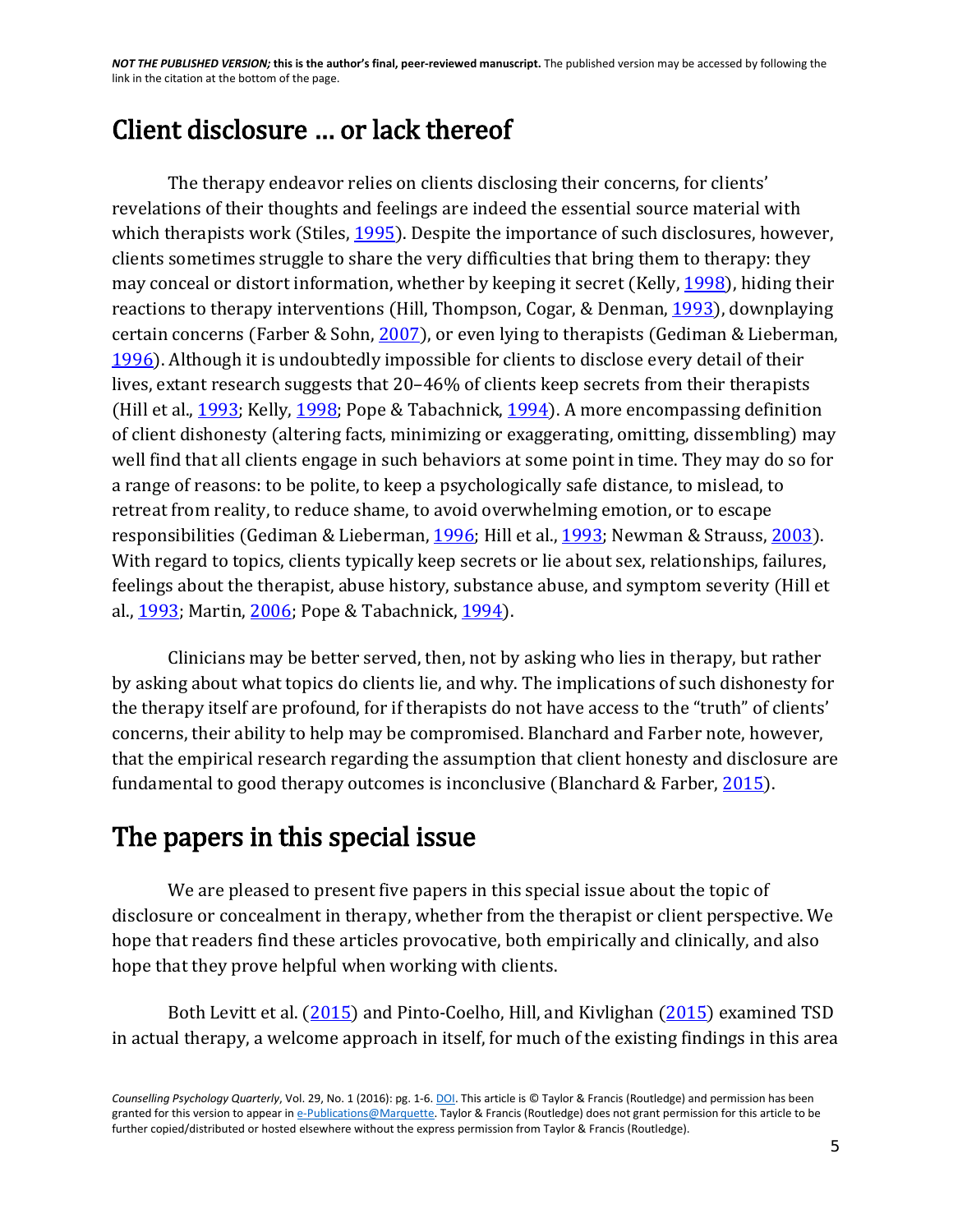## Client disclosure … or lack thereof

The therapy endeavor relies on clients disclosing their concerns, for clients' revelations of their thoughts and feelings are indeed the essential source material with which therapists work (Stiles, 1995). Despite the importance of such disclosures, however, clients sometimes struggle to share the very difficulties that bring them to therapy: they may conceal or distort information, whether by keeping it secret (Kelly, 1998), hiding their reactions to therapy interventions (Hill, Thompson, Cogar, & Denman, 1993), downplaying certain concerns (Farber & Sohn, 2007), or even lying to therapists (Gediman & Lieberman, 1996). Although it is undoubtedly impossible for clients to disclose every detail of their lives, extant research suggests that 20–46% of clients keep secrets from their therapists (Hill et al., 1993; Kelly, 1998; Pope & Tabachnick, 1994). A more encompassing definition of client dishonesty (altering facts, minimizing or exaggerating, omitting, dissembling) may well find that all clients engage in such behaviors at some point in time. They may do so for a range of reasons: to be polite, to keep a psychologically safe distance, to mislead, to retreat from reality, to reduce shame, to avoid overwhelming emotion, or to escape responsibilities (Gediman & Lieberman, 1996; Hill et al., 1993; Newman & Strauss, 2003). With regard to topics, clients typically keep secrets or lie about sex, relationships, failures, feelings about the therapist, abuse history, substance abuse, and symptom severity (Hill et al., 1993; Martin, 2006; Pope & Tabachnick, 1994).

Clinicians may be better served, then, not by asking who lies in therapy, but rather by asking about what topics do clients lie, and why. The implications of such dishonesty for the therapy itself are profound, for if therapists do not have access to the "truth" of clients' concerns, their ability to help may be compromised. Blanchard and Farber note, however, that the empirical research regarding the assumption that client honesty and disclosure are fundamental to good therapy outcomes is inconclusive (Blanchard & Farber, 2015).

## The papers in this special issue

We are pleased to present five papers in this special issue about the topic of disclosure or concealment in therapy, whether from the therapist or client perspective. We hope that readers find these articles provocative, both empirically and clinically, and also hope that they prove helpful when working with clients.

Both Levitt et al. (2015) and Pinto-Coelho, Hill, and Kivlighan (2015) examined TSD in actual therapy, a welcome approach in itself, for much of the existing findings in this area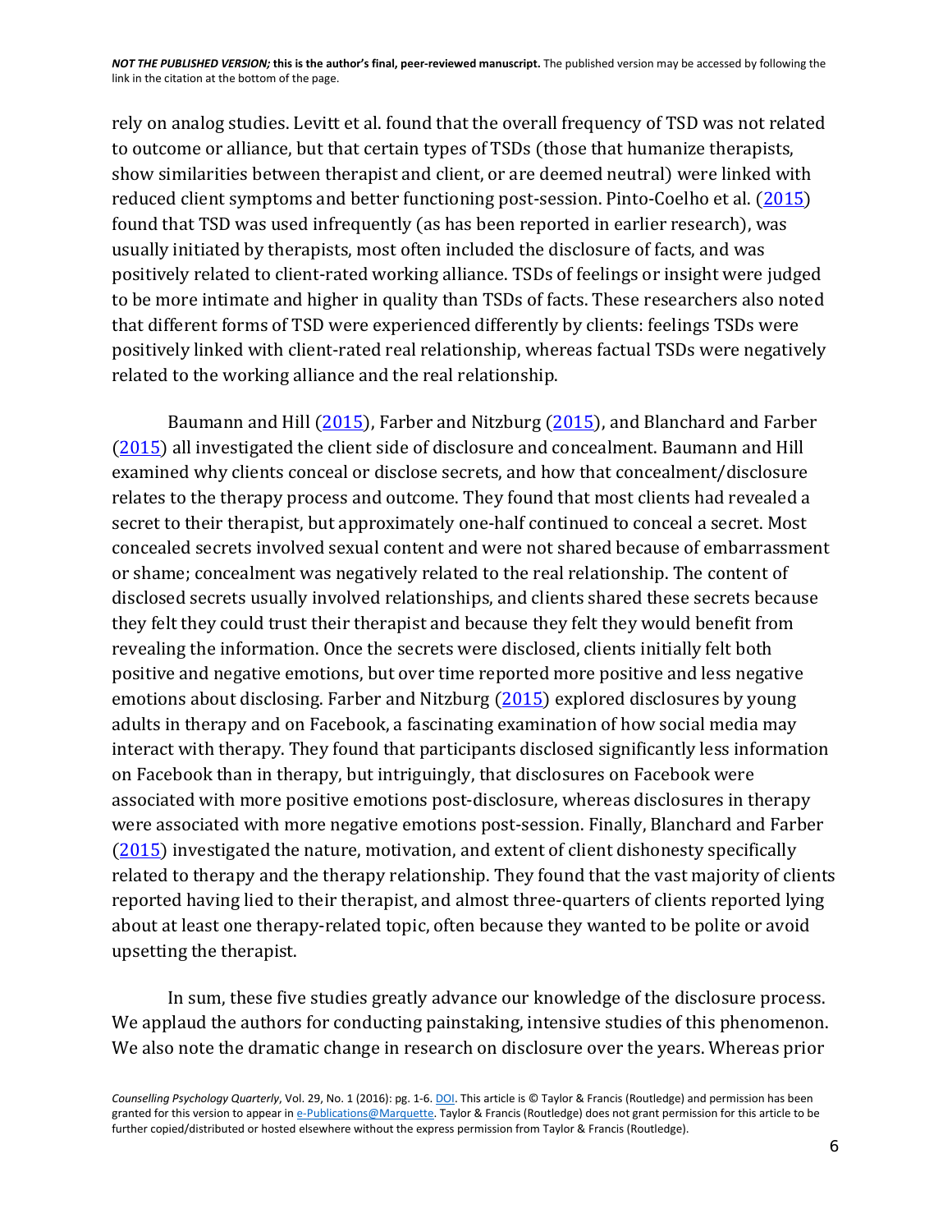rely on analog studies. Levitt et al. found that the overall frequency of TSD was not related to outcome or alliance, but that certain types of TSDs (those that humanize therapists, show similarities between therapist and client, or are deemed neutral) were linked with reduced client symptoms and better functioning post-session. Pinto-Coelho et al. (2015) found that TSD was used infrequently (as has been reported in earlier research), was usually initiated by therapists, most often included the disclosure of facts, and was positively related to client-rated working alliance. TSDs of feelings or insight were judged to be more intimate and higher in quality than TSDs of facts. These researchers also noted that different forms of TSD were experienced differently by clients: feelings TSDs were positively linked with client-rated real relationship, whereas factual TSDs were negatively related to the working alliance and the real relationship.

Baumann and Hill (2015), Farber and Nitzburg (2015), and Blanchard and Farber (2015) all investigated the client side of disclosure and concealment. Baumann and Hill examined why clients conceal or disclose secrets, and how that concealment/disclosure relates to the therapy process and outcome. They found that most clients had revealed a secret to their therapist, but approximately one-half continued to conceal a secret. Most concealed secrets involved sexual content and were not shared because of embarrassment or shame; concealment was negatively related to the real relationship. The content of disclosed secrets usually involved relationships, and clients shared these secrets because they felt they could trust their therapist and because they felt they would benefit from revealing the information. Once the secrets were disclosed, clients initially felt both positive and negative emotions, but over time reported more positive and less negative emotions about disclosing. Farber and Nitzburg (2015) explored disclosures by young adults in therapy and on Facebook, a fascinating examination of how social media may interact with therapy. They found that participants disclosed significantly less information on Facebook than in therapy, but intriguingly, that disclosures on Facebook were associated with more positive emotions post-disclosure, whereas disclosures in therapy were associated with more negative emotions post-session. Finally, Blanchard and Farber (2015) investigated the nature, motivation, and extent of client dishonesty specifically related to therapy and the therapy relationship. They found that the vast majority of clients reported having lied to their therapist, and almost three-quarters of clients reported lying about at least one therapy-related topic, often because they wanted to be polite or avoid upsetting the therapist.

In sum, these five studies greatly advance our knowledge of the disclosure process. We applaud the authors for conducting painstaking, intensive studies of this phenomenon. We also note the dramatic change in research on disclosure over the years. Whereas prior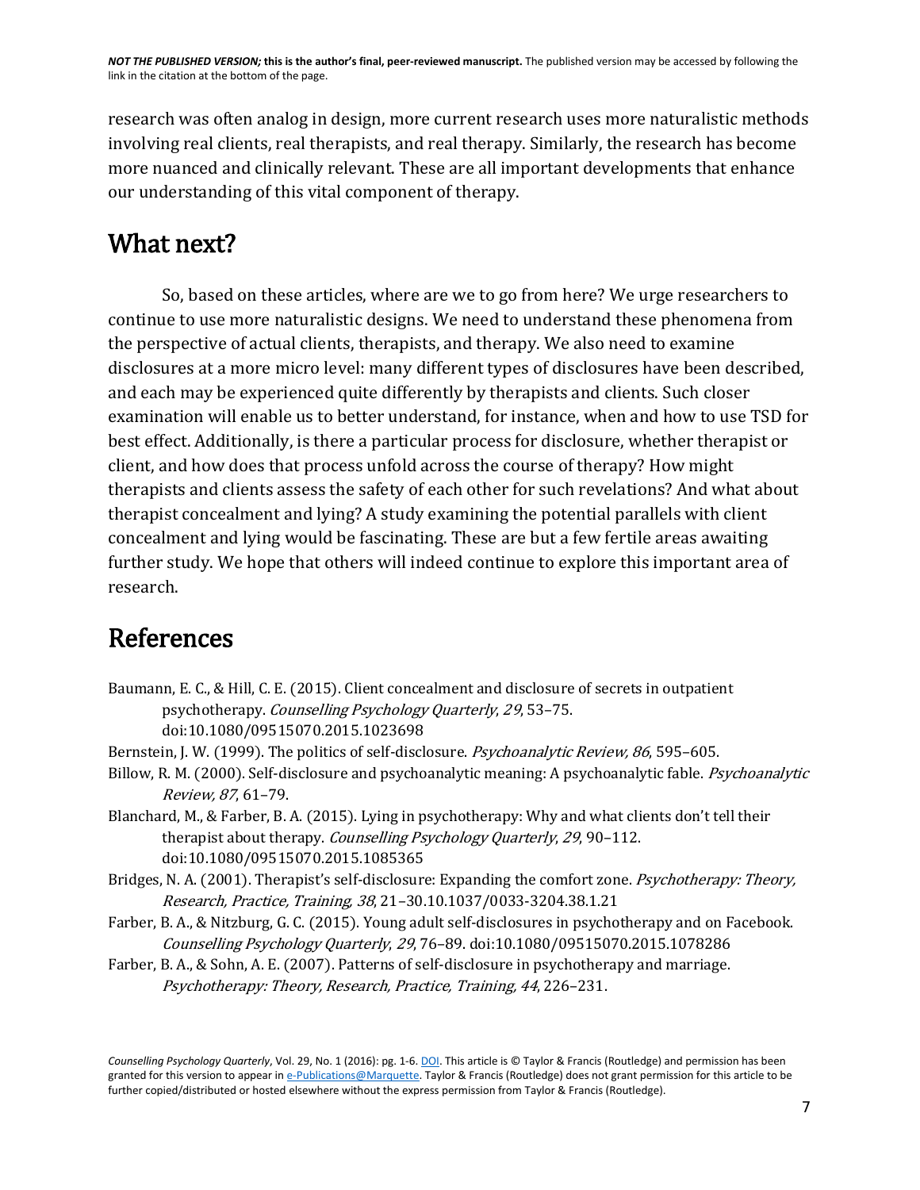research was often analog in design, more current research uses more naturalistic methods involving real clients, real therapists, and real therapy. Similarly, the research has become more nuanced and clinically relevant. These are all important developments that enhance our understanding of this vital component of therapy.

## What next?

So, based on these articles, where are we to go from here? We urge researchers to continue to use more naturalistic designs. We need to understand these phenomena from the perspective of actual clients, therapists, and therapy. We also need to examine disclosures at a more micro level: many different types of disclosures have been described, and each may be experienced quite differently by therapists and clients. Such closer examination will enable us to better understand, for instance, when and how to use TSD for best effect. Additionally, is there a particular process for disclosure, whether therapist or client, and how does that process unfold across the course of therapy? How might therapists and clients assess the safety of each other for such revelations? And what about therapist concealment and lying? A study examining the potential parallels with client concealment and lying would be fascinating. These are but a few fertile areas awaiting further study. We hope that others will indeed continue to explore this important area of research.

## References

Baumann, E. C., & Hill, C. E. (2015). Client concealment and disclosure of secrets in outpatient psychotherapy. *Counselling Psychology Quarterly*, *29*, 53–75. doi:10.1080/09515070.2015.1023698

Bernstein, J. W. (1999). The politics of self-disclosure. *Psychoanalytic Review, 86*, 595–605.

Billow, R. M. (2000). Self-disclosure and psychoanalytic meaning: A psychoanalytic fable. *Psychoanalytic Review, 87*, 61–79.

Blanchard, M., & Farber, B. A. (2015). Lying in psychotherapy: Why and what clients don't tell their therapist about therapy. *Counselling Psychology Quarterly*, *29*, 90–112. doi:10.1080/09515070.2015.1085365

Bridges, N. A. (2001). Therapist's self-disclosure: Expanding the comfort zone. *Psychotherapy: Theory, Research, Practice, Training, 38*, 21–30.10.1037/0033-3204.38.1.21

Farber, B. A., & Nitzburg, G. C. (2015). Young adult self-disclosures in psychotherapy and on Facebook. *Counselling Psychology Quarterly*, *29*, 76–89. doi:10.1080/09515070.2015.1078286

Farber, B. A., & Sohn, A. E. (2007). Patterns of self-disclosure in psychotherapy and marriage. *Psychotherapy: Theory, Research, Practice, Training, 44*, 226–231.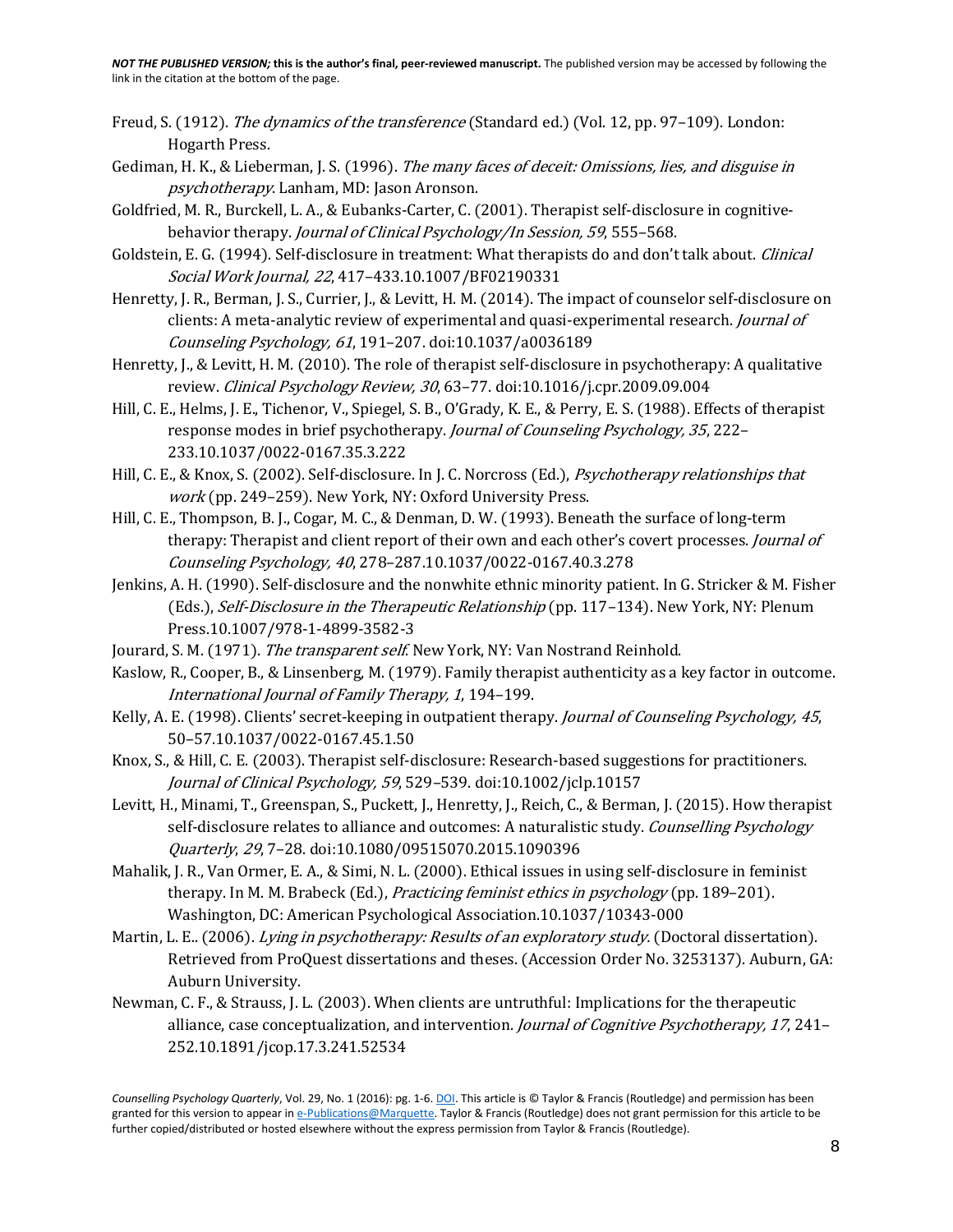Freud, S. (1912). *The dynamics of the transference* (Standard ed.) (Vol. 12, pp. 97–109). London: Hogarth Press.

Gediman, H. K., & Lieberman, J. S. (1996). *The many faces of deceit: Omissions, lies, and disguise in psychotherapy*. Lanham, MD: Jason Aronson.

Goldfried, M. R., Burckell, L. A., & Eubanks-Carter, C. (2001). Therapist self-disclosure in cognitive-behavior therapy. *Journal of Clinical Psychology/In Session, 59*, 555–568.

Goldstein, E. G. (1994). Self-disclosure in treatment: What therapists do and don't talk about. *Clinical Social Work Journal, 22*, 417–433.10.1007/BF02190331

Henretty, J. R., Berman, J. S., Currier, J., & Levitt, H. M. (2014). The impact of counselor self-disclosure on clients: A meta-analytic review of experimental and quasi-experimental research. *Journal of Counseling Psychology, 61*, 191–207. doi:10.1037/a0036189

Henretty, J., & Levitt, H. M. (2010). The role of therapist self-disclosure in psychotherapy: A qualitative review. *Clinical Psychology Review, 30*, 63–77. doi:10.1016/j.cpr.2009.09.004

Hill, C. E., Helms, J. E., Tichenor, V., Spiegel, S. B., O'Grady, K. E., & Perry, E. S. (1988). Effects of therapist response modes in brief psychotherapy. *Journal of Counseling Psychology, 35*, 222–233.10.1037/0022-0167.35.3.222

Hill, C. E., & Knox, S. (2002). Self-disclosure. In J. C. Norcross (Ed.), *Psychotherapy relationships that work* (pp. 249–259). New York, NY: Oxford University Press.

Hill, C. E., Thompson, B. J., Cogar, M. C., & Denman, D. W. (1993). Beneath the surface of long-term therapy: Therapist and client report of their own and each other's covert processes. *Journal of Counseling Psychology, 40*, 278–287.10.1037/0022-0167.40.3.278

Jenkins, A. H. (1990). Self-disclosure and the nonwhite ethnic minority patient. In G. Stricker & M. Fisher (Eds.), *Self-Disclosure in the Therapeutic Relationship* (pp. 117–134). New York, NY: Plenum Press.10.1007/978-1-4899-3582-3

Jourard, S. M. (1971). *The transparent self.* New York, NY: Van Nostrand Reinhold.

Kaslow, R., Cooper, B., & Linsenberg, M. (1979). Family therapist authenticity as a key factor in outcome. *International Journal of Family Therapy, 1*, 194–199.

Kelly, A. E. (1998). Clients' secret-keeping in outpatient therapy. *Journal of Counseling Psychology, 45*, 50–57.10.1037/0022-0167.45.1.50

Knox, S., & Hill, C. E. (2003). Therapist self-disclosure: Research-based suggestions for practitioners. *Journal of Clinical Psychology, 59*, 529–539. doi:10.1002/jclp.10157

Levitt, H., Minami, T., Greenspan, S., Puckett, J., Henretty, J., Reich, C., & Berman, J. (2015). How therapist self-disclosure relates to alliance and outcomes: A naturalistic study. *Counselling Psychology Quarterly*, *29*, 7–28. doi:10.1080/09515070.2015.1090396

Mahalik, J. R., Van Ormer, E. A., & Simi, N. L. (2000). Ethical issues in using self-disclosure in feminist therapy. In M. M. Brabeck (Ed.), *Practicing feminist ethics in psychology* (pp. 189–201). Washington, DC: American Psychological Association.10.1037/10343-000

Martin, L. E.. (2006). *Lying in psychotherapy: Results of an exploratory study.* (Doctoral dissertation). Retrieved from ProQuest dissertations and theses. (Accession Order No. 3253137). Auburn, GA: Auburn University.

Newman, C. F., & Strauss, J. L. (2003). When clients are untruthful: Implications for the therapeutic alliance, case conceptualization, and intervention. *Journal of Cognitive Psychotherapy, 17*, 241–252.10.1891/jcop.17.3.241.52534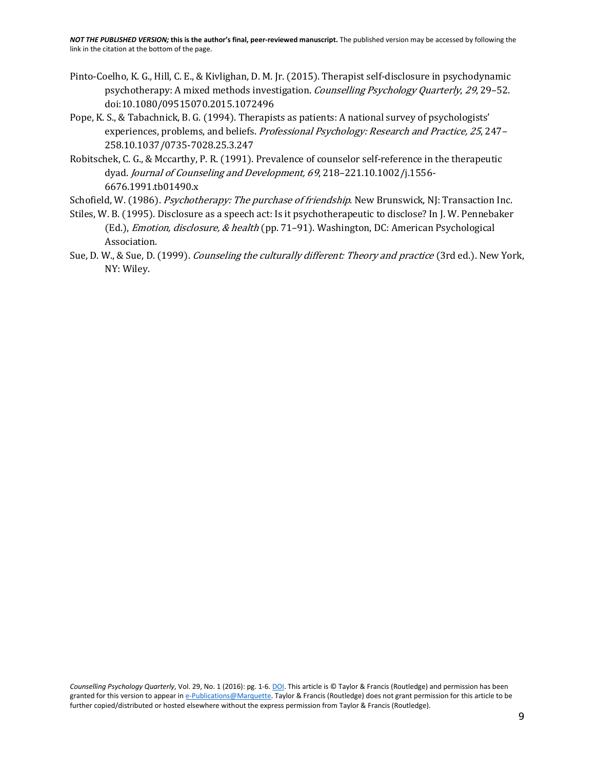Pinto-Coelho, K. G., Hill, C. E., & Kivlighan, D. M. Jr. (2015). Therapist self-disclosure in psychodynamic psychotherapy: A mixed methods investigation. *Counselling Psychology Quarterly*, *29*, 29–52. doi:10.1080/09515070.2015.1072496

Pope, K. S., & Tabachnick, B. G. (1994). Therapists as patients: A national survey of psychologists' experiences, problems, and beliefs. *Professional Psychology: Research and Practice, 25*, 247–258.10.1037/0735-7028.25.3.247

Robitschek, C. G., & Mccarthy, P. R. (1991). Prevalence of counselor self-reference in the therapeutic dyad. *Journal of Counseling and Development, 69*, 218–221.10.1002/j.1556-6676.1991.tb01490.x

Schofield, W. (1986). *Psychotherapy: The purchase of friendship*. New Brunswick, NJ: Transaction Inc.

Stiles, W. B. (1995). Disclosure as a speech act: Is it psychotherapeutic to disclose? In J. W. Pennebaker (Ed.), *Emotion, disclosure, & health* (pp. 71–91). Washington, DC: American Psychological Association.

Sue, D. W., & Sue, D. (1999). *Counseling the culturally different: Theory and practice* (3rd ed.). New York, NY: Wiley.